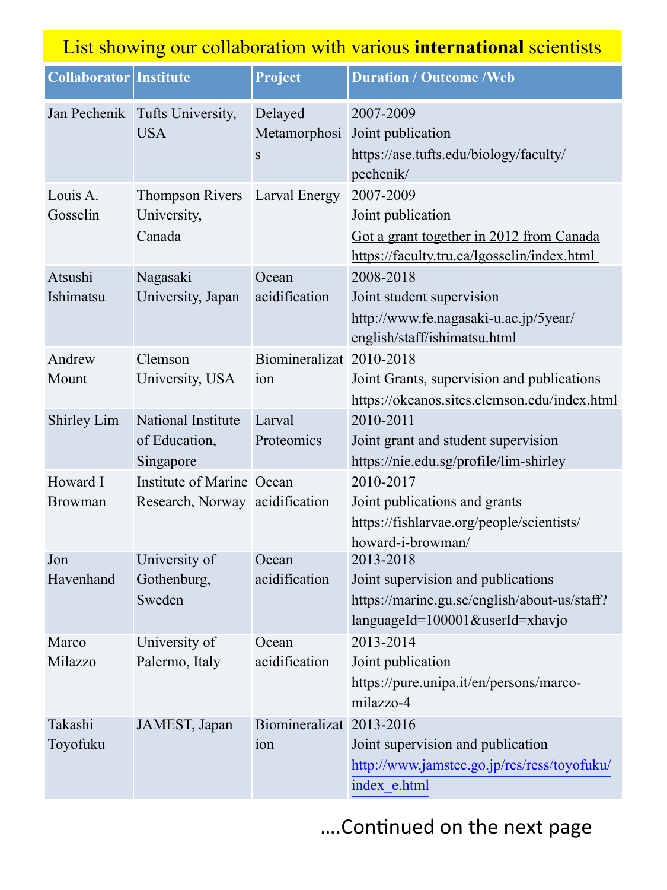# List showing our collaboration with various **international** scientists

| Collaborator | Institute | Project | Duration / Outcome /Web |
|---|---|---|---|
| Jan Pechenik | Tufts University, USA | Delayed Metamorphosis | 2007-2009<br>Joint publication<br>https://ase.tufts.edu/biology/faculty/pechenik/ |
| Louis A. Gosselin | Thompson Rivers University, Canada | Larval Energy | 2007-2009<br>Joint publication<br>Got a grant together in 2012 from Canada<br>https://faculty.tru.ca/lgosselin/index.html |
| Atsushi Ishimatsu | Nagasaki University, Japan | Ocean acidification | 2008-2018<br>Joint student supervision<br>http://www.fe.nagasaki-u.ac.jp/5year/english/staff/ishimatsu.html |
| Andrew Mount | Clemson University, USA | Biomineralization | 2010-2018<br>Joint Grants, supervision and publications<br>https://okeanos.sites.clemson.edu/index.html |
| Shirley Lim | National Institute of Education, Singapore | Larval Proteomics | 2010-2011<br>Joint grant and student supervision<br>https://nie.edu.sg/profile/lim-shirley |
| Howard I Browman | Institute of Marine Research, Norway | Ocean acidification | 2010-2017<br>Joint publications and grants<br>https://fishlarvae.org/people/scientists/howard-i-browman/ |
| Jon Havenhand | University of Gothenburg, Sweden | Ocean acidification | 2013-2018<br>Joint supervision and publications<br>https://marine.gu.se/english/about-us/staff?languageId=100001&userId=xhavjo |
| Marco Milazzo | University of Palermo, Italy | Ocean acidification | 2013-2014<br>Joint publication<br>https://pure.unipa.it/en/persons/marco-milazzo-4 |
| Takashi Toyofuku | JAMEST, Japan | Biomineralization | 2013-2016<br>Joint supervision and publication<br>http://www.jamstec.go.jp/res/ress/toyofuku/index_e.html |

….Continued on the next page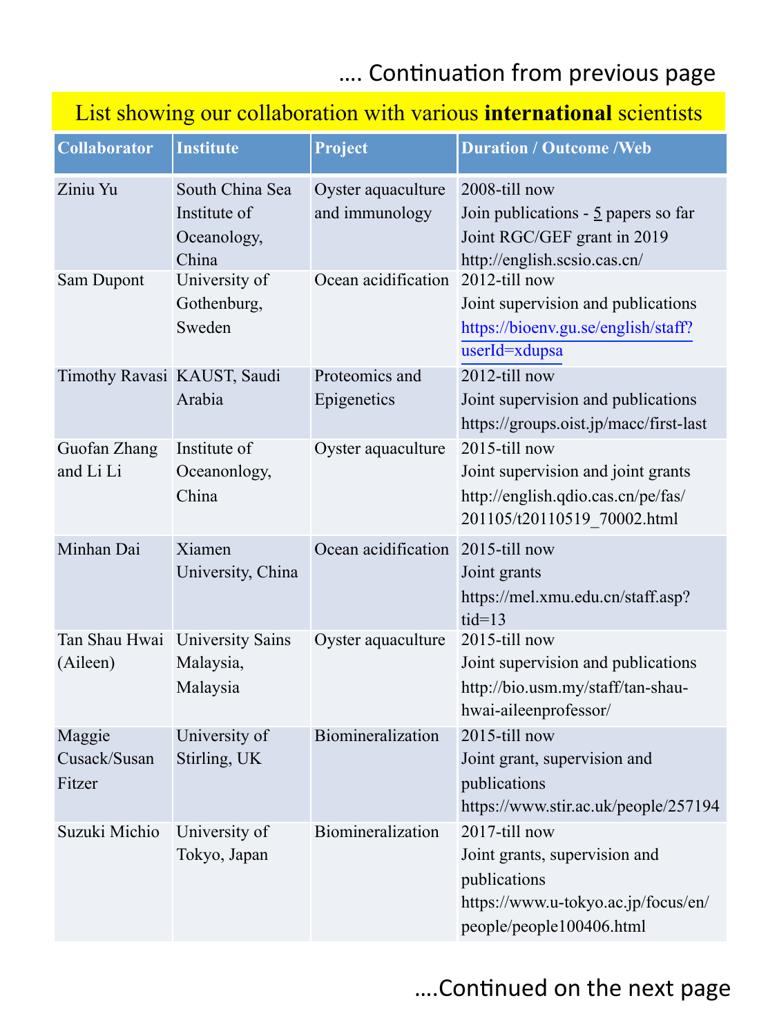…. Continuation from previous page

## List showing our collaboration with various **international** scientists

| Collaborator | Institute | Project | Duration / Outcome /Web |
|---|---|---|---|
| Ziniu Yu | South China Sea Institute of Oceanology, China | Oyster aquaculture and immunology | 2008-till now<br>Join publications - 5 papers so far<br>Joint RGC/GEF grant in 2019<br>http://english.scsio.cas.cn/ |
| Sam Dupont | University of Gothenburg, Sweden | Ocean acidification | 2012-till now<br>Joint supervision and publications<br>https://bioenv.gu.se/english/staff?userId=xdupsa |
| Timothy Ravasi | KAUST, Saudi Arabia | Proteomics and Epigenetics | 2012-till now<br>Joint supervision and publications<br>https://groups.oist.jp/macc/first-last |
| Guofan Zhang and Li Li | Institute of Oceanonlogy, China | Oyster aquaculture | 2015-till now<br>Joint supervision and joint grants<br>http://english.qdio.cas.cn/pe/fas/201105/t20110519_70002.html |
| Minhan Dai | Xiamen University, China | Ocean acidification | 2015-till now<br>Joint grants<br>https://mel.xmu.edu.cn/staff.asp?tid=13 |
| Tan Shau Hwai (Aileen) | University Sains Malaysia, Malaysia | Oyster aquaculture | 2015-till now<br>Joint supervision and publications<br>http://bio.usm.my/staff/tan-shau-hwai-aileenprofessor/ |
| Maggie Cusack/Susan Fitzer | University of Stirling, UK | Biomineralization | 2015-till now<br>Joint grant, supervision and publications<br>https://www.stir.ac.uk/people/257194 |
| Suzuki Michio | University of Tokyo, Japan | Biomineralization | 2017-till now<br>Joint grants, supervision and publications<br>https://www.u-tokyo.ac.jp/focus/en/people/people100406.html |

….Continued on the next page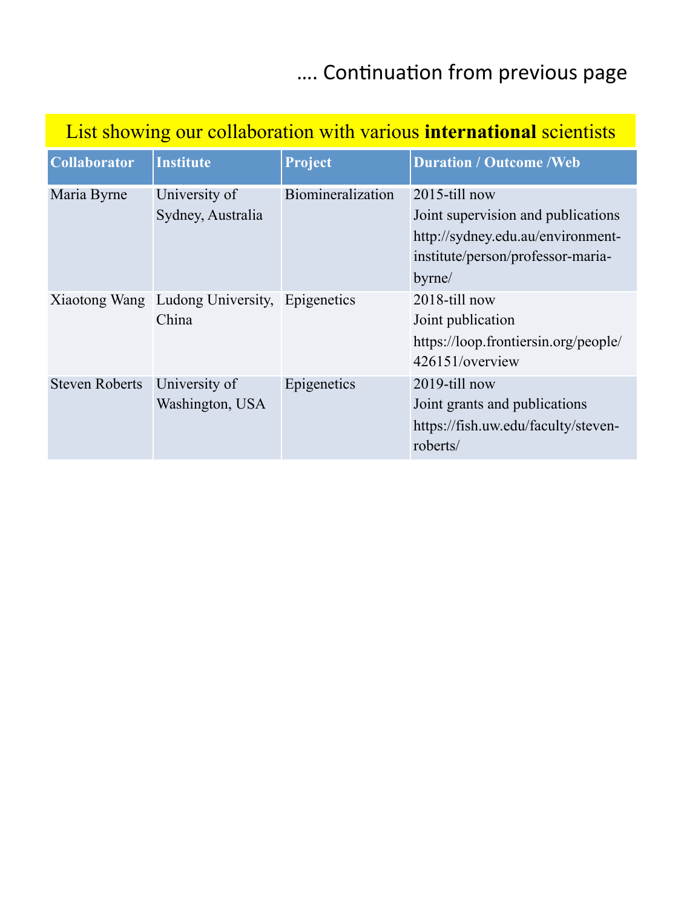…. Continuation from previous page

List showing our collaboration with various **international** scientists

| Collaborator | Institute | Project | Duration / Outcome /Web |
|---|---|---|---|
| Maria Byrne | University of Sydney, Australia | Biomineralization | 2015-till now<br>Joint supervision and publications<br>http://sydney.edu.au/environment-institute/person/professor-maria-byrne/ |
| Xiaotong Wang | Ludong University, China | Epigenetics | 2018-till now<br>Joint publication<br>https://loop.frontiersin.org/people/426151/overview |
| Steven Roberts | University of Washington, USA | Epigenetics | 2019-till now<br>Joint grants and publications<br>https://fish.uw.edu/faculty/steven-roberts/ |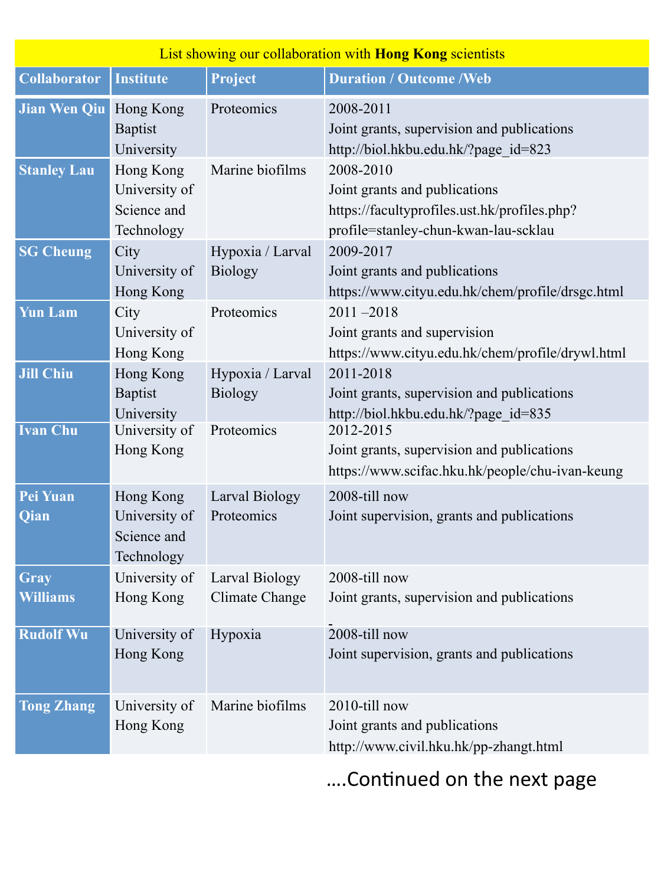List showing our collaboration with **Hong Kong** scientists

| Collaborator | Institute | Project | Duration / Outcome /Web |
|---|---|---|---|
| **Jian Wen Qiu** | Hong Kong Baptist University | Proteomics | 2008-2011<br>Joint grants, supervision and publications<br>http://biol.hkbu.edu.hk/?page_id=823 |
| **Stanley Lau** | Hong Kong University of Science and Technology | Marine biofilms | 2008-2010<br>Joint grants and publications<br>https://facultyprofiles.ust.hk/profiles.php?profile=stanley-chun-kwan-lau-scklau |
| **SG Cheung** | City University of Hong Kong | Hypoxia / Larval Biology | 2009-2017<br>Joint grants and publications<br>https://www.cityu.edu.hk/chem/profile/drsgc.html |
| **Yun Lam** | City University of Hong Kong | Proteomics | 2011 –2018<br>Joint grants and supervision<br>https://www.cityu.edu.hk/chem/profile/drywl.html |
| **Jill Chiu** | Hong Kong Baptist University | Hypoxia / Larval Biology | 2011-2018<br>Joint grants, supervision and publications<br>http://biol.hkbu.edu.hk/?page_id=835 |
| **Ivan Chu** | University of Hong Kong | Proteomics | 2012-2015<br>Joint grants, supervision and publications<br>https://www.scifac.hku.hk/people/chu-ivan-keung |
| **Pei Yuan Qian** | Hong Kong University of Science and Technology | Larval Biology Proteomics | 2008-till now<br>Joint supervision, grants and publications |
| **Gray Williams** | University of Hong Kong | Larval Biology Climate Change | 2008-till now<br>Joint grants, supervision and publications |
| **Rudolf Wu** | University of Hong Kong | Hypoxia | 2008-till now<br>Joint supervision, grants and publications |
| **Tong Zhang** | University of Hong Kong | Marine biofilms | 2010-till now<br>Joint grants and publications<br>http://www.civil.hku.hk/pp-zhangt.html |

....Continued on the next page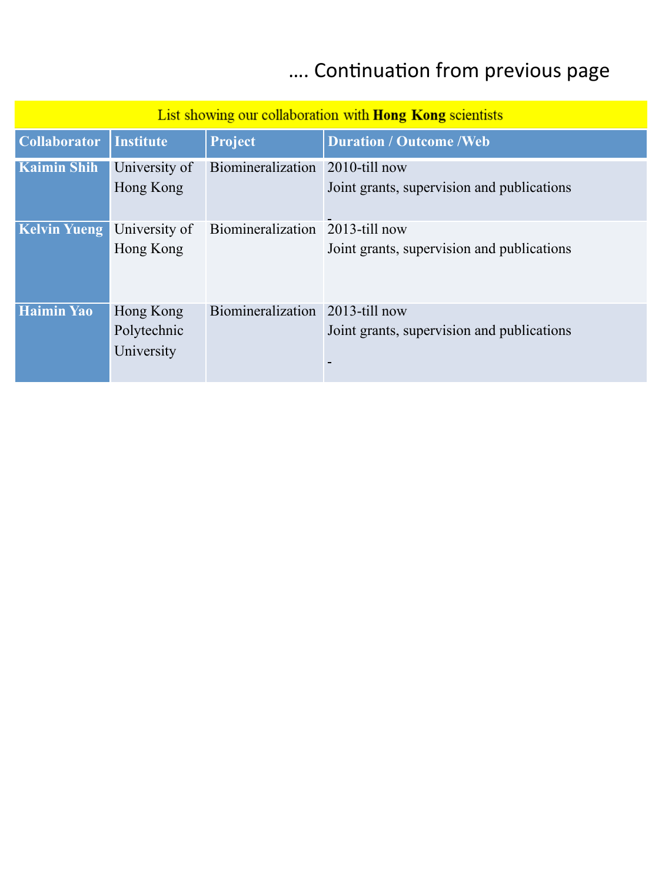…. Continuation from previous page

| List showing our collaboration with **Hong Kong** scientists | | | |
|---|---|---|---|
| **Collaborator** | **Institute** | **Project** | **Duration / Outcome /Web** |
| **Kaimin Shih** | University of Hong Kong | Biomineralization | 2010-till now<br>Joint grants, supervision and publications<br>- |
| **Kelvin Yueng** | University of Hong Kong | Biomineralization | 2013-till now<br>Joint grants, supervision and publications |
| **Haimin Yao** | Hong Kong Polytechnic University | Biomineralization | 2013-till now<br>Joint grants, supervision and publications<br>- |